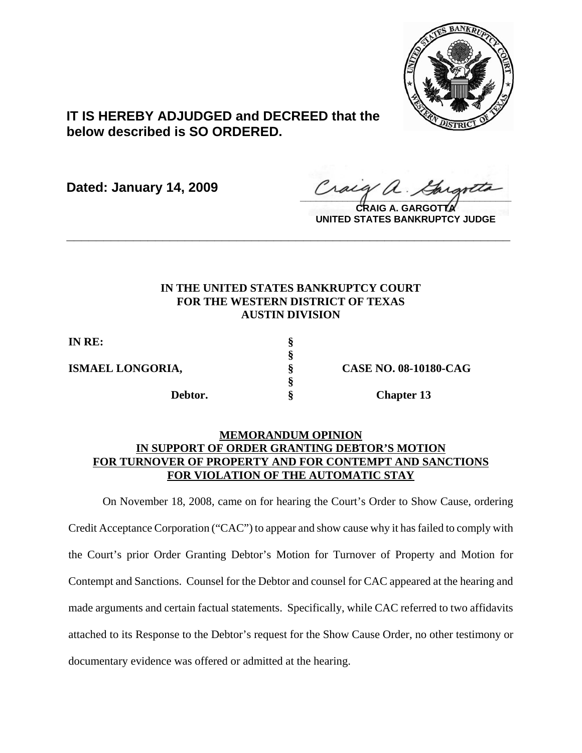**IT IS HEREBY ADJUDGED and DECREED that the below described is SO ORDERED.**

**Dated: January 14, 2009**

**CRAIG A. GARGOTTA**
**UNITED STATES BANKRUPTCY JUDGE**

---

**IN THE UNITED STATES BANKRUPTCY COURT**
**FOR THE WESTERN DISTRICT OF TEXAS**
**AUSTIN DIVISION**

| | | |
|---|---|---|
| **IN RE:** | § | |
| | § | |
| **ISMAEL LONGORIA,** | § | **CASE NO. 08-10180-CAG** |
| | § | |
| **Debtor.** | § | **Chapter 13** |

**MEMORANDUM OPINION**
**IN SUPPORT OF ORDER GRANTING DEBTOR'S MOTION**
**FOR TURNOVER OF PROPERTY AND FOR CONTEMPT AND SANCTIONS**
**FOR VIOLATION OF THE AUTOMATIC STAY**

On November 18, 2008, came on for hearing the Court's Order to Show Cause, ordering Credit Acceptance Corporation ("CAC") to appear and show cause why it has failed to comply with the Court's prior Order Granting Debtor's Motion for Turnover of Property and Motion for Contempt and Sanctions. Counsel for the Debtor and counsel for CAC appeared at the hearing and made arguments and certain factual statements. Specifically, while CAC referred to two affidavits attached to its Response to the Debtor's request for the Show Cause Order, no other testimony or documentary evidence was offered or admitted at the hearing.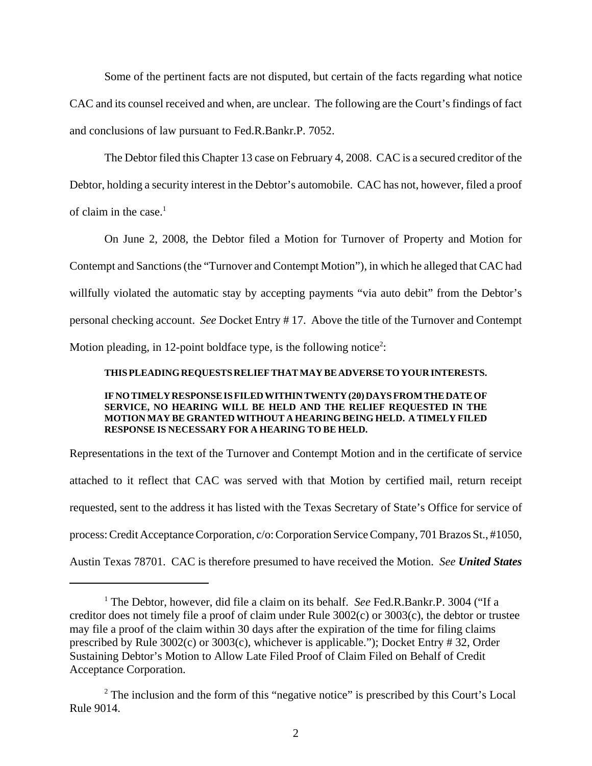Some of the pertinent facts are not disputed, but certain of the facts regarding what notice CAC and its counsel received and when, are unclear. The following are the Court's findings of fact and conclusions of law pursuant to Fed.R.Bankr.P. 7052.

The Debtor filed this Chapter 13 case on February 4, 2008. CAC is a secured creditor of the Debtor, holding a security interest in the Debtor's automobile. CAC has not, however, filed a proof of claim in the case.[1]

On June 2, 2008, the Debtor filed a Motion for Turnover of Property and Motion for Contempt and Sanctions (the "Turnover and Contempt Motion"), in which he alleged that CAC had willfully violated the automatic stay by accepting payments "via auto debit" from the Debtor's personal checking account. *See* Docket Entry # 17. Above the title of the Turnover and Contempt Motion pleading, in 12-point boldface type, is the following notice[2]:

> **THIS PLEADING REQUESTS RELIEF THAT MAY BE ADVERSE TO YOUR INTERESTS.**
>
> **IF NO TIMELY RESPONSE IS FILED WITHIN TWENTY (20) DAYS FROM THE DATE OF SERVICE, NO HEARING WILL BE HELD AND THE RELIEF REQUESTED IN THE MOTION MAY BE GRANTED WITHOUT A HEARING BEING HELD. A TIMELY FILED RESPONSE IS NECESSARY FOR A HEARING TO BE HELD.**

Representations in the text of the Turnover and Contempt Motion and in the certificate of service attached to it reflect that CAC was served with that Motion by certified mail, return receipt requested, sent to the address it has listed with the Texas Secretary of State's Office for service of process: Credit Acceptance Corporation, c/o: Corporation Service Company, 701 Brazos St., #1050, Austin Texas 78701. CAC is therefore presumed to have received the Motion. *See* ***United States***

---

[1] The Debtor, however, did file a claim on its behalf. *See* Fed.R.Bankr.P. 3004 ("If a creditor does not timely file a proof of claim under Rule 3002(c) or 3003(c), the debtor or trustee may file a proof of the claim within 30 days after the expiration of the time for filing claims prescribed by Rule 3002(c) or 3003(c), whichever is applicable."); Docket Entry # 32, Order Sustaining Debtor's Motion to Allow Late Filed Proof of Claim Filed on Behalf of Credit Acceptance Corporation.

[2] The inclusion and the form of this "negative notice" is prescribed by this Court's Local Rule 9014.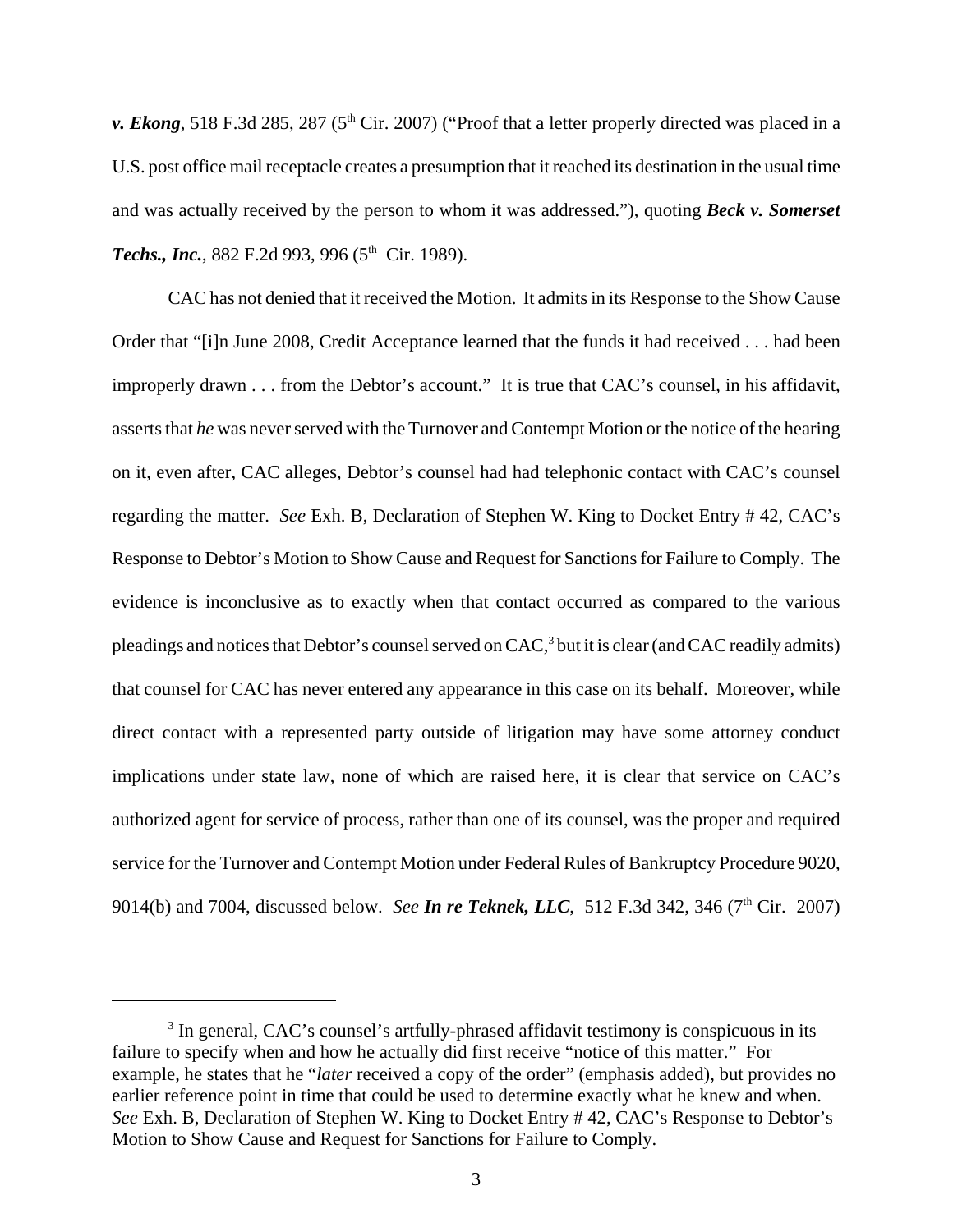***v. Ekong***, 518 F.3d 285, 287 (5th Cir. 2007) ("Proof that a letter properly directed was placed in a U.S. post office mail receptacle creates a presumption that it reached its destination in the usual time and was actually received by the person to whom it was addressed."), quoting ***Beck v. Somerset Techs., Inc.***, 882 F.2d 993, 996 (5th Cir. 1989).

CAC has not denied that it received the Motion. It admits in its Response to the Show Cause Order that "[i]n June 2008, Credit Acceptance learned that the funds it had received . . . had been improperly drawn . . . from the Debtor's account." It is true that CAC's counsel, in his affidavit, asserts that *he* was never served with the Turnover and Contempt Motion or the notice of the hearing on it, even after, CAC alleges, Debtor's counsel had had telephonic contact with CAC's counsel regarding the matter. *See* Exh. B, Declaration of Stephen W. King to Docket Entry # 42, CAC's Response to Debtor's Motion to Show Cause and Request for Sanctions for Failure to Comply. The evidence is inconclusive as to exactly when that contact occurred as compared to the various pleadings and notices that Debtor's counsel served on CAC,[3] but it is clear (and CAC readily admits) that counsel for CAC has never entered any appearance in this case on its behalf. Moreover, while direct contact with a represented party outside of litigation may have some attorney conduct implications under state law, none of which are raised here, it is clear that service on CAC's authorized agent for service of process, rather than one of its counsel, was the proper and required service for the Turnover and Contempt Motion under Federal Rules of Bankruptcy Procedure 9020, 9014(b) and 7004, discussed below. *See* ***In re Teknek, LLC***, 512 F.3d 342, 346 (7th Cir. 2007)

[3] In general, CAC's counsel's artfully-phrased affidavit testimony is conspicuous in its failure to specify when and how he actually did first receive "notice of this matter." For example, he states that he "*later* received a copy of the order" (emphasis added), but provides no earlier reference point in time that could be used to determine exactly what he knew and when. *See* Exh. B, Declaration of Stephen W. King to Docket Entry # 42, CAC's Response to Debtor's Motion to Show Cause and Request for Sanctions for Failure to Comply.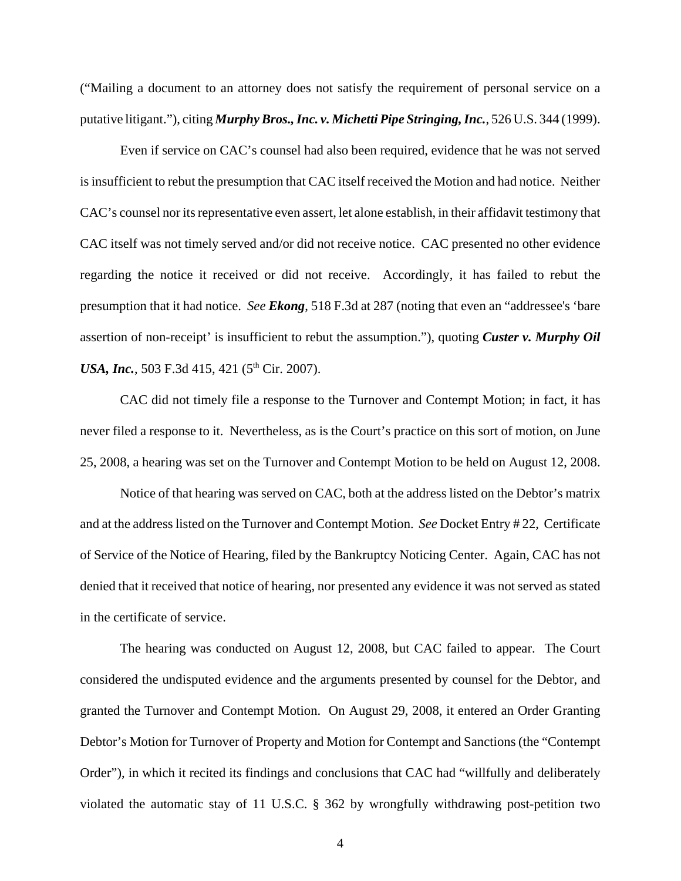("Mailing a document to an attorney does not satisfy the requirement of personal service on a putative litigant."), citing ***Murphy Bros., Inc. v. Michetti Pipe Stringing, Inc.***, 526 U.S. 344 (1999).

Even if service on CAC's counsel had also been required, evidence that he was not served is insufficient to rebut the presumption that CAC itself received the Motion and had notice. Neither CAC's counsel nor its representative even assert, let alone establish, in their affidavit testimony that CAC itself was not timely served and/or did not receive notice. CAC presented no other evidence regarding the notice it received or did not receive. Accordingly, it has failed to rebut the presumption that it had notice. *See* ***Ekong***, 518 F.3d at 287 (noting that even an "addressee's 'bare assertion of non-receipt' is insufficient to rebut the assumption."), quoting ***Custer v. Murphy Oil USA, Inc.***, 503 F.3d 415, 421 (5th Cir. 2007).

CAC did not timely file a response to the Turnover and Contempt Motion; in fact, it has never filed a response to it. Nevertheless, as is the Court's practice on this sort of motion, on June 25, 2008, a hearing was set on the Turnover and Contempt Motion to be held on August 12, 2008.

Notice of that hearing was served on CAC, both at the address listed on the Debtor's matrix and at the address listed on the Turnover and Contempt Motion. *See* Docket Entry # 22, Certificate of Service of the Notice of Hearing, filed by the Bankruptcy Noticing Center. Again, CAC has not denied that it received that notice of hearing, nor presented any evidence it was not served as stated in the certificate of service.

The hearing was conducted on August 12, 2008, but CAC failed to appear. The Court considered the undisputed evidence and the arguments presented by counsel for the Debtor, and granted the Turnover and Contempt Motion. On August 29, 2008, it entered an Order Granting Debtor's Motion for Turnover of Property and Motion for Contempt and Sanctions (the "Contempt Order"), in which it recited its findings and conclusions that CAC had "willfully and deliberately violated the automatic stay of 11 U.S.C. § 362 by wrongfully withdrawing post-petition two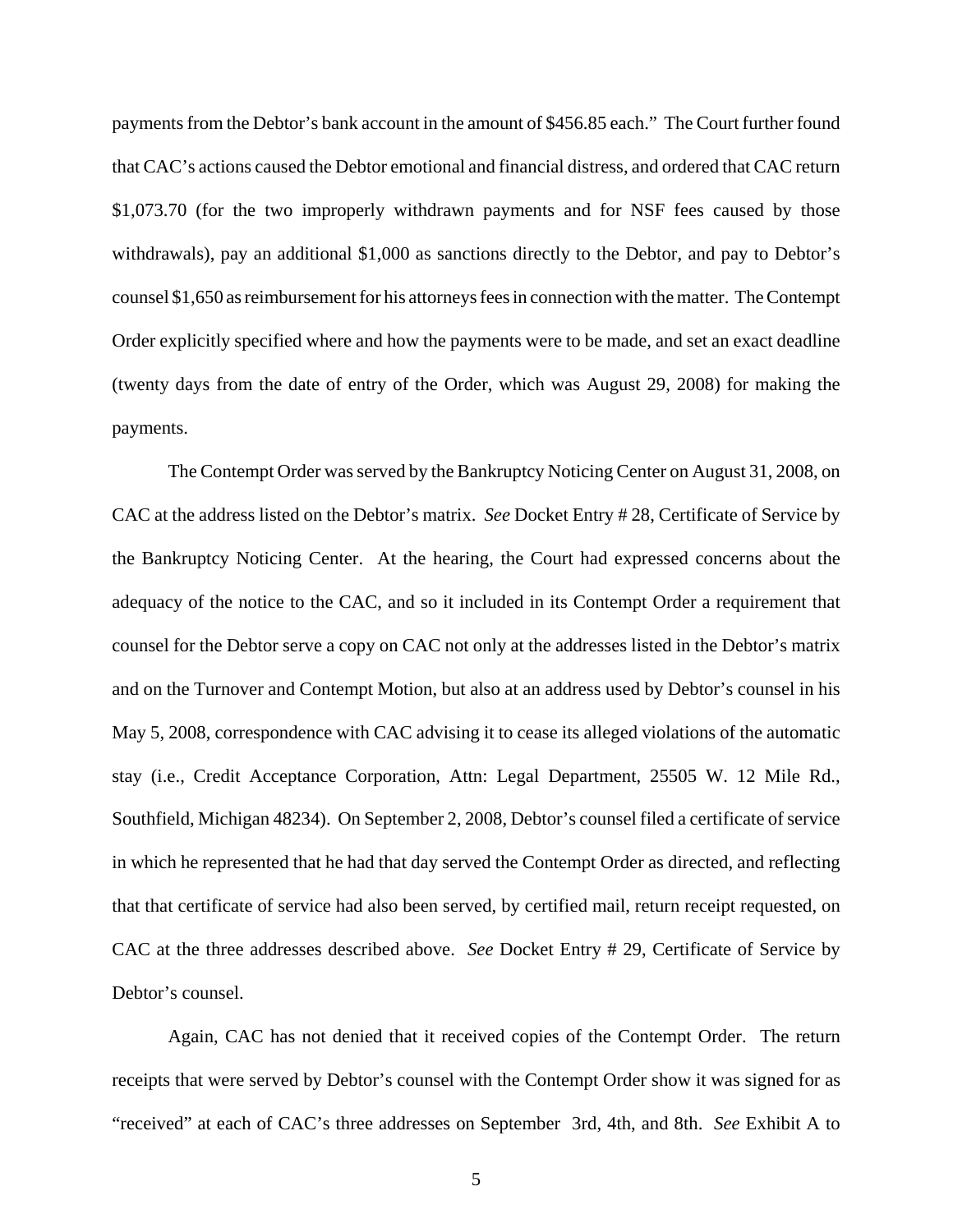payments from the Debtor's bank account in the amount of $456.85 each." The Court further found that CAC's actions caused the Debtor emotional and financial distress, and ordered that CAC return $1,073.70 (for the two improperly withdrawn payments and for NSF fees caused by those withdrawals), pay an additional $1,000 as sanctions directly to the Debtor, and pay to Debtor's counsel $1,650 as reimbursement for his attorneys fees in connection with the matter. The Contempt Order explicitly specified where and how the payments were to be made, and set an exact deadline (twenty days from the date of entry of the Order, which was August 29, 2008) for making the payments.

The Contempt Order was served by the Bankruptcy Noticing Center on August 31, 2008, on CAC at the address listed on the Debtor's matrix. *See* Docket Entry # 28, Certificate of Service by the Bankruptcy Noticing Center. At the hearing, the Court had expressed concerns about the adequacy of the notice to the CAC, and so it included in its Contempt Order a requirement that counsel for the Debtor serve a copy on CAC not only at the addresses listed in the Debtor's matrix and on the Turnover and Contempt Motion, but also at an address used by Debtor's counsel in his May 5, 2008, correspondence with CAC advising it to cease its alleged violations of the automatic stay (i.e., Credit Acceptance Corporation, Attn: Legal Department, 25505 W. 12 Mile Rd., Southfield, Michigan 48234). On September 2, 2008, Debtor's counsel filed a certificate of service in which he represented that he had that day served the Contempt Order as directed, and reflecting that that certificate of service had also been served, by certified mail, return receipt requested, on CAC at the three addresses described above. *See* Docket Entry # 29, Certificate of Service by Debtor's counsel.

Again, CAC has not denied that it received copies of the Contempt Order. The return receipts that were served by Debtor's counsel with the Contempt Order show it was signed for as "received" at each of CAC's three addresses on September 3rd, 4th, and 8th. *See* Exhibit A to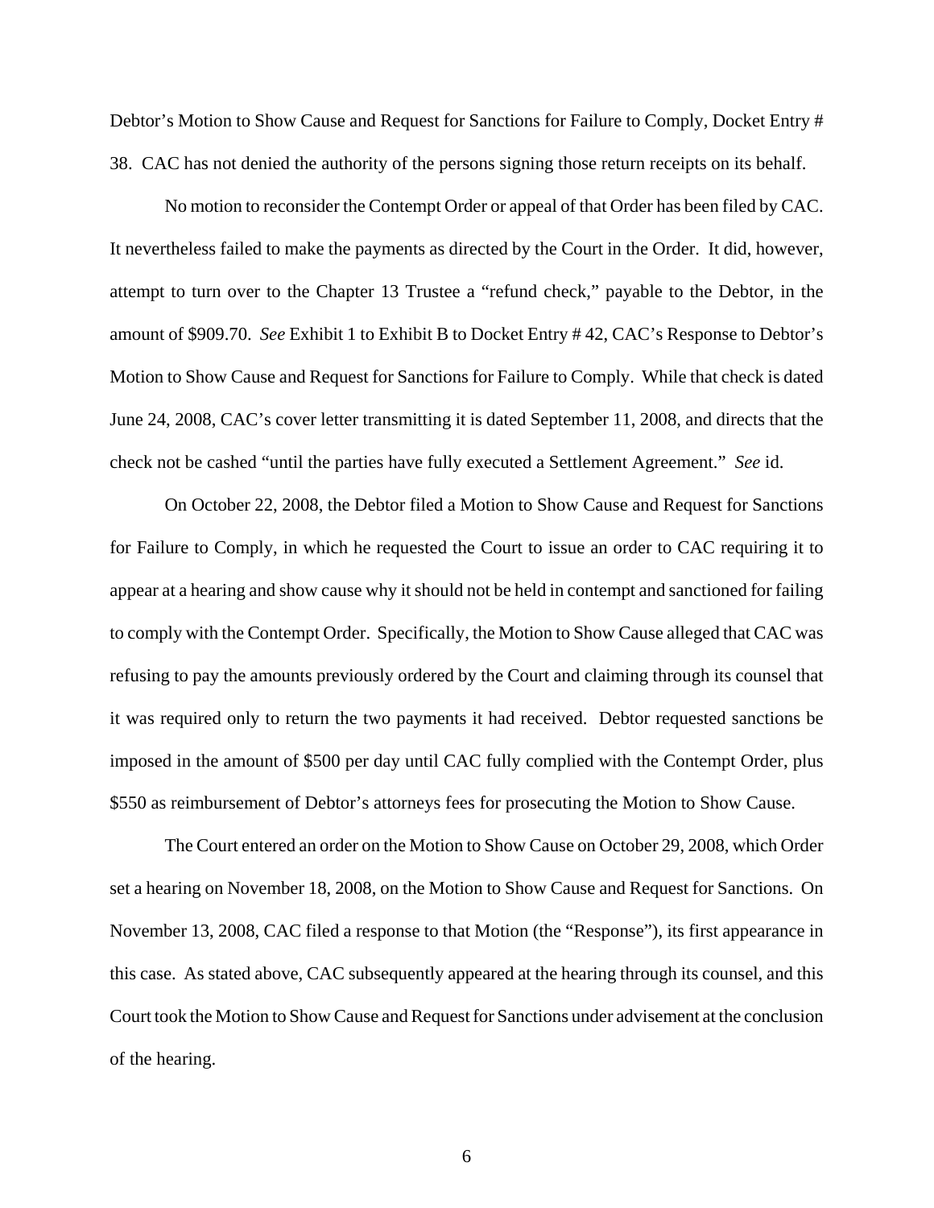Debtor's Motion to Show Cause and Request for Sanctions for Failure to Comply, Docket Entry # 38. CAC has not denied the authority of the persons signing those return receipts on its behalf.

No motion to reconsider the Contempt Order or appeal of that Order has been filed by CAC. It nevertheless failed to make the payments as directed by the Court in the Order. It did, however, attempt to turn over to the Chapter 13 Trustee a "refund check," payable to the Debtor, in the amount of $909.70. *See* Exhibit 1 to Exhibit B to Docket Entry # 42, CAC's Response to Debtor's Motion to Show Cause and Request for Sanctions for Failure to Comply. While that check is dated June 24, 2008, CAC's cover letter transmitting it is dated September 11, 2008, and directs that the check not be cashed "until the parties have fully executed a Settlement Agreement." *See* id.

On October 22, 2008, the Debtor filed a Motion to Show Cause and Request for Sanctions for Failure to Comply, in which he requested the Court to issue an order to CAC requiring it to appear at a hearing and show cause why it should not be held in contempt and sanctioned for failing to comply with the Contempt Order. Specifically, the Motion to Show Cause alleged that CAC was refusing to pay the amounts previously ordered by the Court and claiming through its counsel that it was required only to return the two payments it had received. Debtor requested sanctions be imposed in the amount of $500 per day until CAC fully complied with the Contempt Order, plus $550 as reimbursement of Debtor's attorneys fees for prosecuting the Motion to Show Cause.

The Court entered an order on the Motion to Show Cause on October 29, 2008, which Order set a hearing on November 18, 2008, on the Motion to Show Cause and Request for Sanctions. On November 13, 2008, CAC filed a response to that Motion (the "Response"), its first appearance in this case. As stated above, CAC subsequently appeared at the hearing through its counsel, and this Court took the Motion to Show Cause and Request for Sanctions under advisement at the conclusion of the hearing.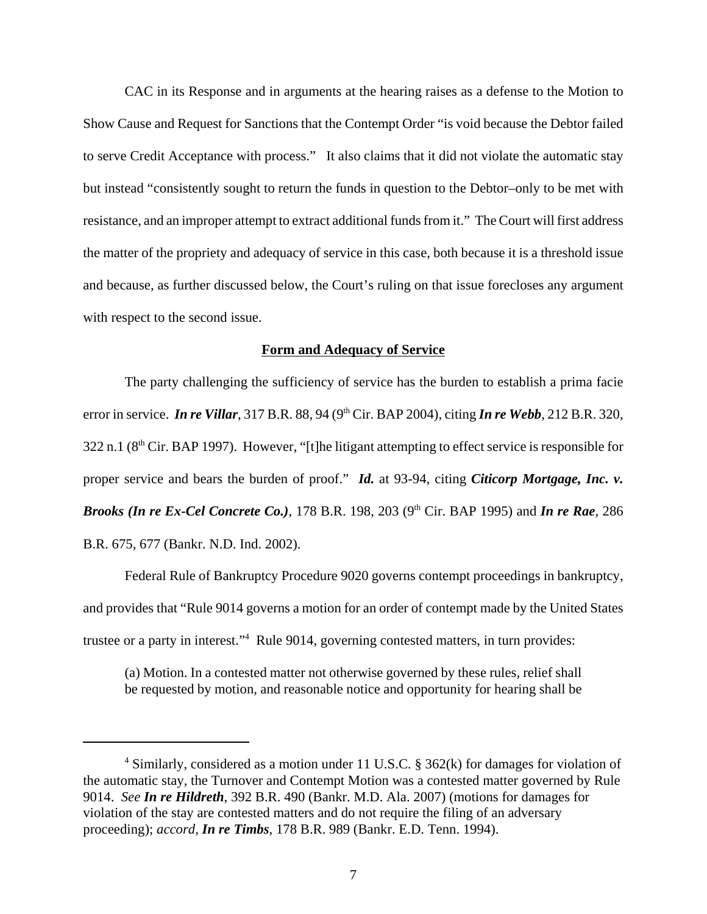CAC in its Response and in arguments at the hearing raises as a defense to the Motion to Show Cause and Request for Sanctions that the Contempt Order "is void because the Debtor failed to serve Credit Acceptance with process." It also claims that it did not violate the automatic stay but instead "consistently sought to return the funds in question to the Debtor–only to be met with resistance, and an improper attempt to extract additional funds from it." The Court will first address the matter of the propriety and adequacy of service in this case, both because it is a threshold issue and because, as further discussed below, the Court's ruling on that issue forecloses any argument with respect to the second issue.

**Form and Adequacy of Service**

The party challenging the sufficiency of service has the burden to establish a prima facie error in service. ***In re Villar***, 317 B.R. 88, 94 (9th Cir. BAP 2004), citing ***In re Webb***, 212 B.R. 320, 322 n.1 (8th Cir. BAP 1997). However, "[t]he litigant attempting to effect service is responsible for proper service and bears the burden of proof." ***Id.*** at 93-94, citing ***Citicorp Mortgage, Inc. v. Brooks (In re Ex-Cel Concrete Co.)***, 178 B.R. 198, 203 (9th Cir. BAP 1995) and ***In re Rae***, 286 B.R. 675, 677 (Bankr. N.D. Ind. 2002).

Federal Rule of Bankruptcy Procedure 9020 governs contempt proceedings in bankruptcy, and provides that "Rule 9014 governs a motion for an order of contempt made by the United States trustee or a party in interest."[4] Rule 9014, governing contested matters, in turn provides:

> (a) Motion. In a contested matter not otherwise governed by these rules, relief shall be requested by motion, and reasonable notice and opportunity for hearing shall be

---

[4] Similarly, considered as a motion under 11 U.S.C. § 362(k) for damages for violation of the automatic stay, the Turnover and Contempt Motion was a contested matter governed by Rule 9014. *See* ***In re Hildreth***, 392 B.R. 490 (Bankr. M.D. Ala. 2007) (motions for damages for violation of the stay are contested matters and do not require the filing of an adversary proceeding); *accord*, ***In re Timbs***, 178 B.R. 989 (Bankr. E.D. Tenn. 1994).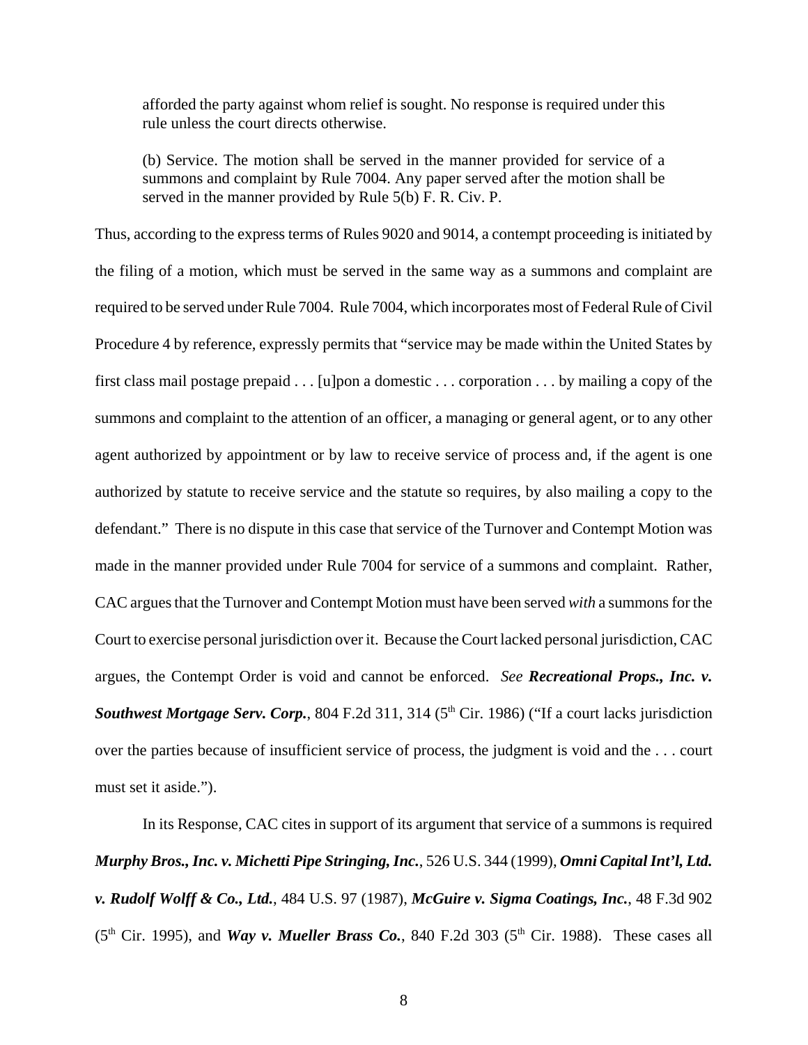> afforded the party against whom relief is sought. No response is required under this rule unless the court directs otherwise.
>
> (b) Service. The motion shall be served in the manner provided for service of a summons and complaint by Rule 7004. Any paper served after the motion shall be served in the manner provided by Rule 5(b) F. R. Civ. P.

Thus, according to the express terms of Rules 9020 and 9014, a contempt proceeding is initiated by the filing of a motion, which must be served in the same way as a summons and complaint are required to be served under Rule 7004. Rule 7004, which incorporates most of Federal Rule of Civil Procedure 4 by reference, expressly permits that "service may be made within the United States by first class mail postage prepaid . . . [u]pon a domestic . . . corporation . . . by mailing a copy of the summons and complaint to the attention of an officer, a managing or general agent, or to any other agent authorized by appointment or by law to receive service of process and, if the agent is one authorized by statute to receive service and the statute so requires, by also mailing a copy to the defendant." There is no dispute in this case that service of the Turnover and Contempt Motion was made in the manner provided under Rule 7004 for service of a summons and complaint. Rather, CAC argues that the Turnover and Contempt Motion must have been served *with* a summons for the Court to exercise personal jurisdiction over it. Because the Court lacked personal jurisdiction, CAC argues, the Contempt Order is void and cannot be enforced. *See* ***Recreational Props., Inc. v. Southwest Mortgage Serv. Corp.***, 804 F.2d 311, 314 (5th Cir. 1986) ("If a court lacks jurisdiction over the parties because of insufficient service of process, the judgment is void and the . . . court must set it aside.").

In its Response, CAC cites in support of its argument that service of a summons is required ***Murphy Bros., Inc. v. Michetti Pipe Stringing, Inc.***, 526 U.S. 344 (1999), ***Omni Capital Int'l, Ltd. v. Rudolf Wolff & Co., Ltd.***, 484 U.S. 97 (1987), ***McGuire v. Sigma Coatings, Inc.***, 48 F.3d 902 (5th Cir. 1995), and ***Way v. Mueller Brass Co.***, 840 F.2d 303 (5th Cir. 1988). These cases all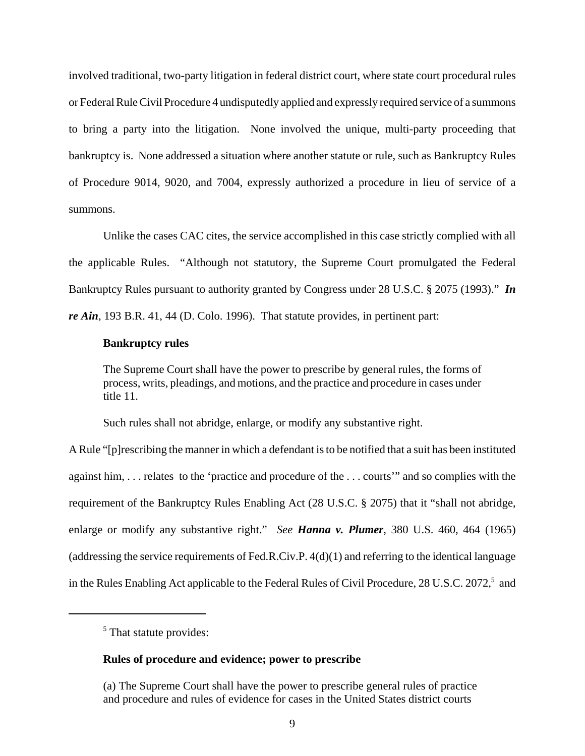involved traditional, two-party litigation in federal district court, where state court procedural rules or Federal Rule Civil Procedure 4 undisputedly applied and expressly required service of a summons to bring a party into the litigation. None involved the unique, multi-party proceeding that bankruptcy is. None addressed a situation where another statute or rule, such as Bankruptcy Rules of Procedure 9014, 9020, and 7004, expressly authorized a procedure in lieu of service of a summons.

Unlike the cases CAC cites, the service accomplished in this case strictly complied with all the applicable Rules. "Although not statutory, the Supreme Court promulgated the Federal Bankruptcy Rules pursuant to authority granted by Congress under 28 U.S.C. § 2075 (1993)." ***In re Ain***, 193 B.R. 41, 44 (D. Colo. 1996). That statute provides, in pertinent part:

> **Bankruptcy rules**
>
> The Supreme Court shall have the power to prescribe by general rules, the forms of process, writs, pleadings, and motions, and the practice and procedure in cases under title 11.
>
> Such rules shall not abridge, enlarge, or modify any substantive right.

A Rule "[p]rescribing the manner in which a defendant is to be notified that a suit has been instituted against him, . . . relates to the 'practice and procedure of the . . . courts'" and so complies with the requirement of the Bankruptcy Rules Enabling Act (28 U.S.C. § 2075) that it "shall not abridge, enlarge or modify any substantive right." *See* ***Hanna v. Plumer***, 380 U.S. 460, 464 (1965) (addressing the service requirements of Fed.R.Civ.P. 4(d)(1) and referring to the identical language in the Rules Enabling Act applicable to the Federal Rules of Civil Procedure, 28 U.S.C. 2072,[5] and

---

[5] That statute provides:

> **Rules of procedure and evidence; power to prescribe**
>
> (a) The Supreme Court shall have the power to prescribe general rules of practice and procedure and rules of evidence for cases in the United States district courts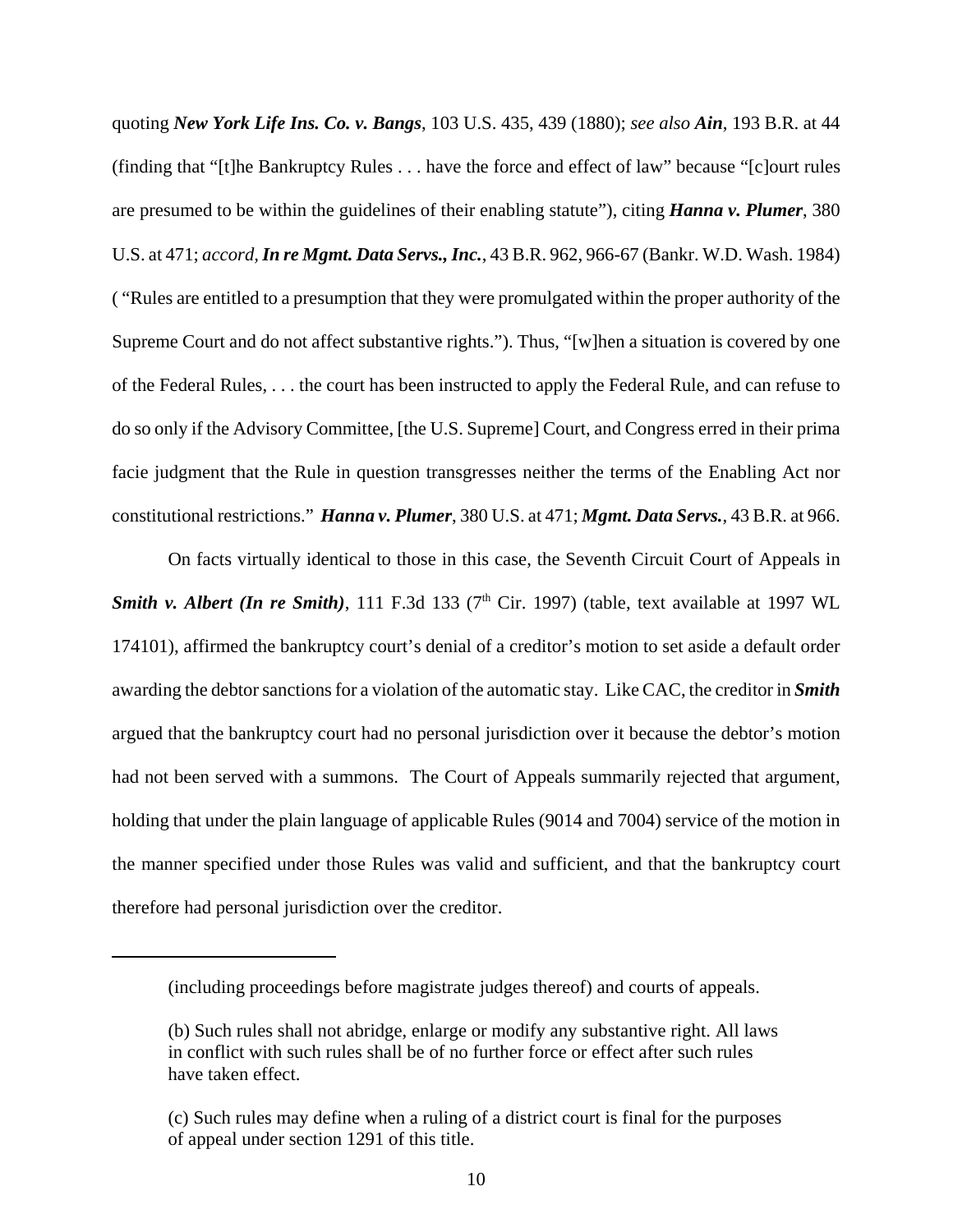quoting ***New York Life Ins. Co. v. Bangs***, 103 U.S. 435, 439 (1880); *see also* ***Ain***, 193 B.R. at 44 (finding that "[t]he Bankruptcy Rules . . . have the force and effect of law" because "[c]ourt rules are presumed to be within the guidelines of their enabling statute"), citing ***Hanna v. Plumer***, 380 U.S. at 471; *accord*, ***In re Mgmt. Data Servs., Inc.***, 43 B.R. 962, 966-67 (Bankr. W.D. Wash. 1984) ( "Rules are entitled to a presumption that they were promulgated within the proper authority of the Supreme Court and do not affect substantive rights."). Thus, "[w]hen a situation is covered by one of the Federal Rules, . . . the court has been instructed to apply the Federal Rule, and can refuse to do so only if the Advisory Committee, [the U.S. Supreme] Court, and Congress erred in their prima facie judgment that the Rule in question transgresses neither the terms of the Enabling Act nor constitutional restrictions." ***Hanna v. Plumer***, 380 U.S. at 471; ***Mgmt. Data Servs.***, 43 B.R. at 966.

On facts virtually identical to those in this case, the Seventh Circuit Court of Appeals in ***Smith v. Albert (In re Smith)***, 111 F.3d 133 (7th Cir. 1997) (table, text available at 1997 WL 174101), affirmed the bankruptcy court's denial of a creditor's motion to set aside a default order awarding the debtor sanctions for a violation of the automatic stay. Like CAC, the creditor in ***Smith*** argued that the bankruptcy court had no personal jurisdiction over it because the debtor's motion had not been served with a summons. The Court of Appeals summarily rejected that argument, holding that under the plain language of applicable Rules (9014 and 7004) service of the motion in the manner specified under those Rules was valid and sufficient, and that the bankruptcy court therefore had personal jurisdiction over the creditor.

---

(including proceedings before magistrate judges thereof) and courts of appeals.

(b) Such rules shall not abridge, enlarge or modify any substantive right. All laws in conflict with such rules shall be of no further force or effect after such rules have taken effect.

(c) Such rules may define when a ruling of a district court is final for the purposes of appeal under section 1291 of this title.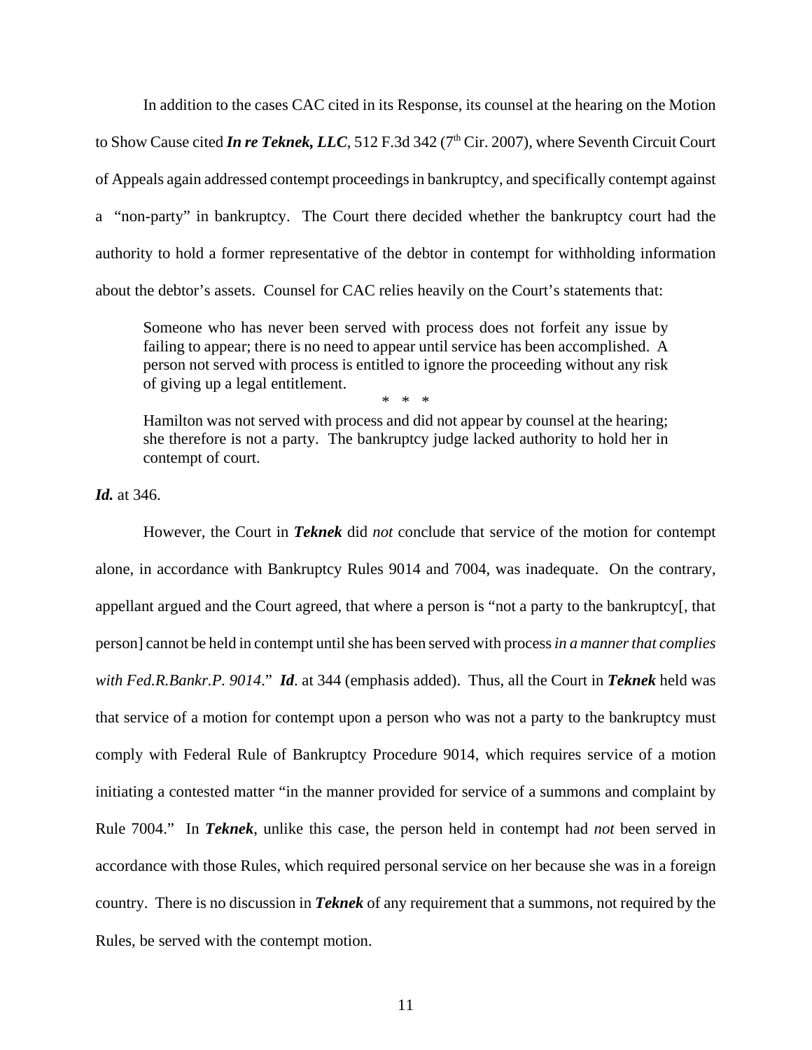In addition to the cases CAC cited in its Response, its counsel at the hearing on the Motion to Show Cause cited ***In re Teknek, LLC***, 512 F.3d 342 (7th Cir. 2007), where Seventh Circuit Court of Appeals again addressed contempt proceedings in bankruptcy, and specifically contempt against a "non-party" in bankruptcy. The Court there decided whether the bankruptcy court had the authority to hold a former representative of the debtor in contempt for withholding information about the debtor's assets. Counsel for CAC relies heavily on the Court's statements that:

> Someone who has never been served with process does not forfeit any issue by failing to appear; there is no need to appear until service has been accomplished. A person not served with process is entitled to ignore the proceeding without any risk of giving up a legal entitlement.
>
> \* \* \*
>
> Hamilton was not served with process and did not appear by counsel at the hearing; she therefore is not a party. The bankruptcy judge lacked authority to hold her in contempt of court.

***Id.*** at 346.

However, the Court in ***Teknek*** did *not* conclude that service of the motion for contempt alone, in accordance with Bankruptcy Rules 9014 and 7004, was inadequate. On the contrary, appellant argued and the Court agreed, that where a person is "not a party to the bankruptcy[, that person] cannot be held in contempt until she has been served with process *in a manner that complies with Fed.R.Bankr.P. 9014*." ***Id***. at 344 (emphasis added). Thus, all the Court in ***Teknek*** held was that service of a motion for contempt upon a person who was not a party to the bankruptcy must comply with Federal Rule of Bankruptcy Procedure 9014, which requires service of a motion initiating a contested matter "in the manner provided for service of a summons and complaint by Rule 7004." In ***Teknek***, unlike this case, the person held in contempt had *not* been served in accordance with those Rules, which required personal service on her because she was in a foreign country. There is no discussion in ***Teknek*** of any requirement that a summons, not required by the Rules, be served with the contempt motion.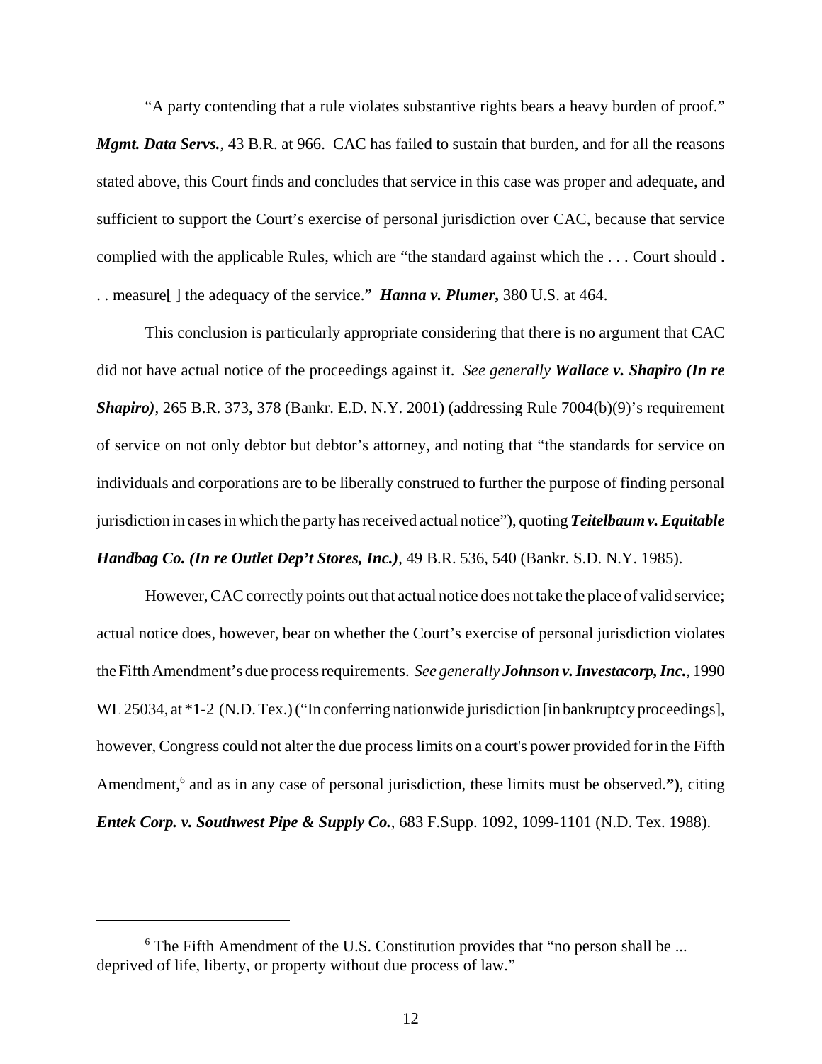"A party contending that a rule violates substantive rights bears a heavy burden of proof." ***Mgmt. Data Servs.***, 43 B.R. at 966. CAC has failed to sustain that burden, and for all the reasons stated above, this Court finds and concludes that service in this case was proper and adequate, and sufficient to support the Court's exercise of personal jurisdiction over CAC, because that service complied with the applicable Rules, which are "the standard against which the . . . Court should . . . measure[ ] the adequacy of the service." ***Hanna v. Plumer,*** 380 U.S. at 464.

This conclusion is particularly appropriate considering that there is no argument that CAC did not have actual notice of the proceedings against it. *See generally* ***Wallace v. Shapiro (In re Shapiro)***, 265 B.R. 373, 378 (Bankr. E.D. N.Y. 2001) (addressing Rule 7004(b)(9)'s requirement of service on not only debtor but debtor's attorney, and noting that "the standards for service on individuals and corporations are to be liberally construed to further the purpose of finding personal jurisdiction in cases in which the party has received actual notice"), quoting ***Teitelbaum v. Equitable Handbag Co. (In re Outlet Dep't Stores, Inc.)***, 49 B.R. 536, 540 (Bankr. S.D. N.Y. 1985).

However, CAC correctly points out that actual notice does not take the place of valid service; actual notice does, however, bear on whether the Court's exercise of personal jurisdiction violates the Fifth Amendment's due process requirements. *See generally* ***Johnson v. Investacorp, Inc.***, 1990 WL 25034, at *1-2 (N.D. Tex.) ("In conferring nationwide jurisdiction [in bankruptcy proceedings], however, Congress could not alter the due process limits on a court's power provided for in the Fifth Amendment,[6] and as in any case of personal jurisdiction, these limits must be observed.**")**, citing ***Entek Corp. v. Southwest Pipe & Supply Co.***, 683 F.Supp. 1092, 1099-1101 (N.D. Tex. 1988).

---

[6] The Fifth Amendment of the U.S. Constitution provides that "no person shall be ... deprived of life, liberty, or property without due process of law."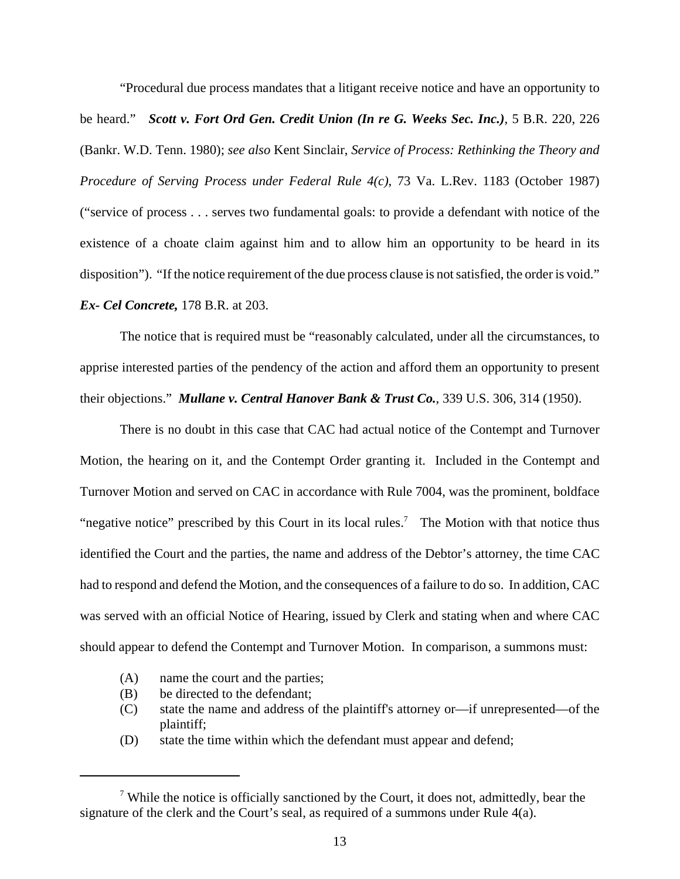"Procedural due process mandates that a litigant receive notice and have an opportunity to be heard." ***Scott v. Fort Ord Gen. Credit Union (In re G. Weeks Sec. Inc.)***, 5 B.R. 220, 226 (Bankr. W.D. Tenn. 1980); *see also* Kent Sinclair, *Service of Process: Rethinking the Theory and Procedure of Serving Process under Federal Rule 4(c)*, 73 Va. L.Rev. 1183 (October 1987) ("service of process . . . serves two fundamental goals: to provide a defendant with notice of the existence of a choate claim against him and to allow him an opportunity to be heard in its disposition"). "If the notice requirement of the due process clause is not satisfied, the order is void." ***Ex- Cel Concrete,*** 178 B.R. at 203.

The notice that is required must be "reasonably calculated, under all the circumstances, to apprise interested parties of the pendency of the action and afford them an opportunity to present their objections." ***Mullane v. Central Hanover Bank & Trust Co.***, 339 U.S. 306, 314 (1950).

There is no doubt in this case that CAC had actual notice of the Contempt and Turnover Motion, the hearing on it, and the Contempt Order granting it. Included in the Contempt and Turnover Motion and served on CAC in accordance with Rule 7004, was the prominent, boldface "negative notice" prescribed by this Court in its local rules.[7] The Motion with that notice thus identified the Court and the parties, the name and address of the Debtor's attorney, the time CAC had to respond and defend the Motion, and the consequences of a failure to do so. In addition, CAC was served with an official Notice of Hearing, issued by Clerk and stating when and where CAC should appear to defend the Contempt and Turnover Motion. In comparison, a summons must:

(A) name the court and the parties;
(B) be directed to the defendant;
(C) state the name and address of the plaintiff's attorney or—if unrepresented—of the plaintiff;
(D) state the time within which the defendant must appear and defend;

---

[7] While the notice is officially sanctioned by the Court, it does not, admittedly, bear the signature of the clerk and the Court's seal, as required of a summons under Rule 4(a).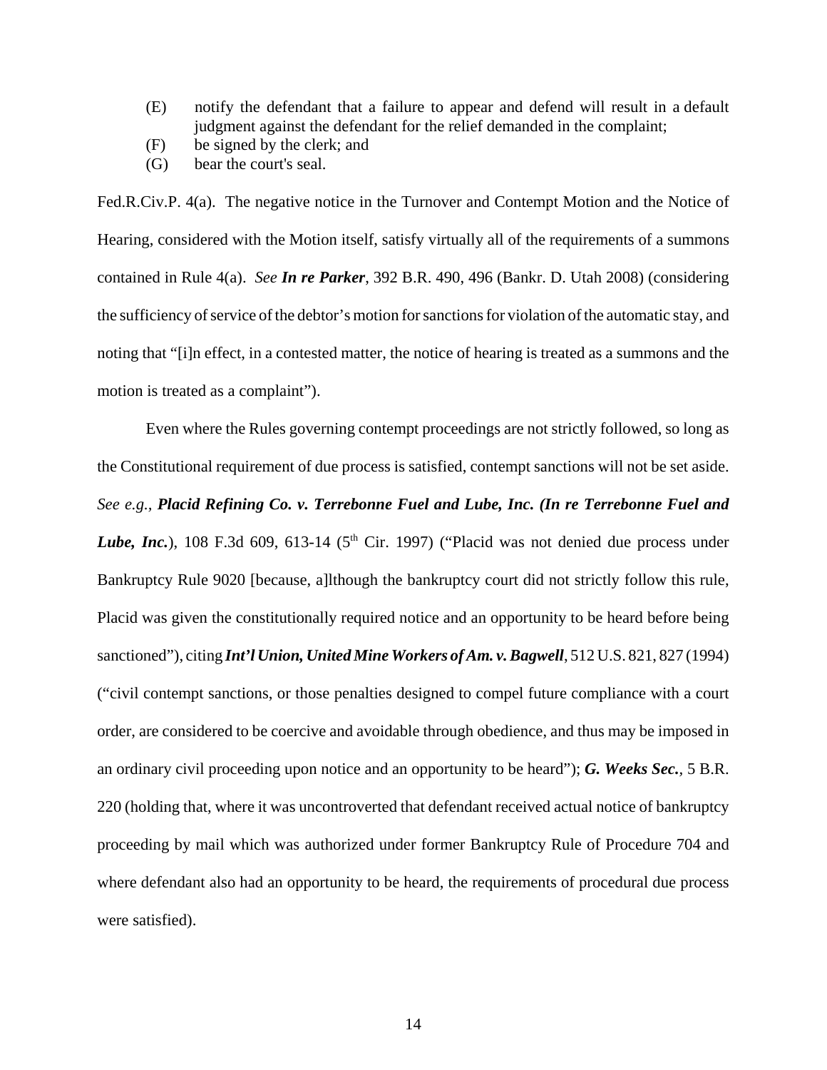(E) notify the defendant that a failure to appear and defend will result in a default judgment against the defendant for the relief demanded in the complaint;
(F) be signed by the clerk; and
(G) bear the court's seal.

Fed.R.Civ.P. 4(a). The negative notice in the Turnover and Contempt Motion and the Notice of Hearing, considered with the Motion itself, satisfy virtually all of the requirements of a summons contained in Rule 4(a). *See* ***In re Parker***, 392 B.R. 490, 496 (Bankr. D. Utah 2008) (considering the sufficiency of service of the debtor's motion for sanctions for violation of the automatic stay, and noting that "[i]n effect, in a contested matter, the notice of hearing is treated as a summons and the motion is treated as a complaint").

Even where the Rules governing contempt proceedings are not strictly followed, so long as the Constitutional requirement of due process is satisfied, contempt sanctions will not be set aside. *See e.g.*, ***Placid Refining Co. v. Terrebonne Fuel and Lube, Inc. (In re Terrebonne Fuel and Lube, Inc.***), 108 F.3d 609, 613-14 (5th Cir. 1997) ("Placid was not denied due process under Bankruptcy Rule 9020 [because, a]lthough the bankruptcy court did not strictly follow this rule, Placid was given the constitutionally required notice and an opportunity to be heard before being sanctioned"), citing ***Int'l Union, United Mine Workers of Am. v. Bagwell***, 512 U.S. 821, 827 (1994) ("civil contempt sanctions, or those penalties designed to compel future compliance with a court order, are considered to be coercive and avoidable through obedience, and thus may be imposed in an ordinary civil proceeding upon notice and an opportunity to be heard"); ***G. Weeks Sec.***, 5 B.R. 220 (holding that, where it was uncontroverted that defendant received actual notice of bankruptcy proceeding by mail which was authorized under former Bankruptcy Rule of Procedure 704 and where defendant also had an opportunity to be heard, the requirements of procedural due process were satisfied).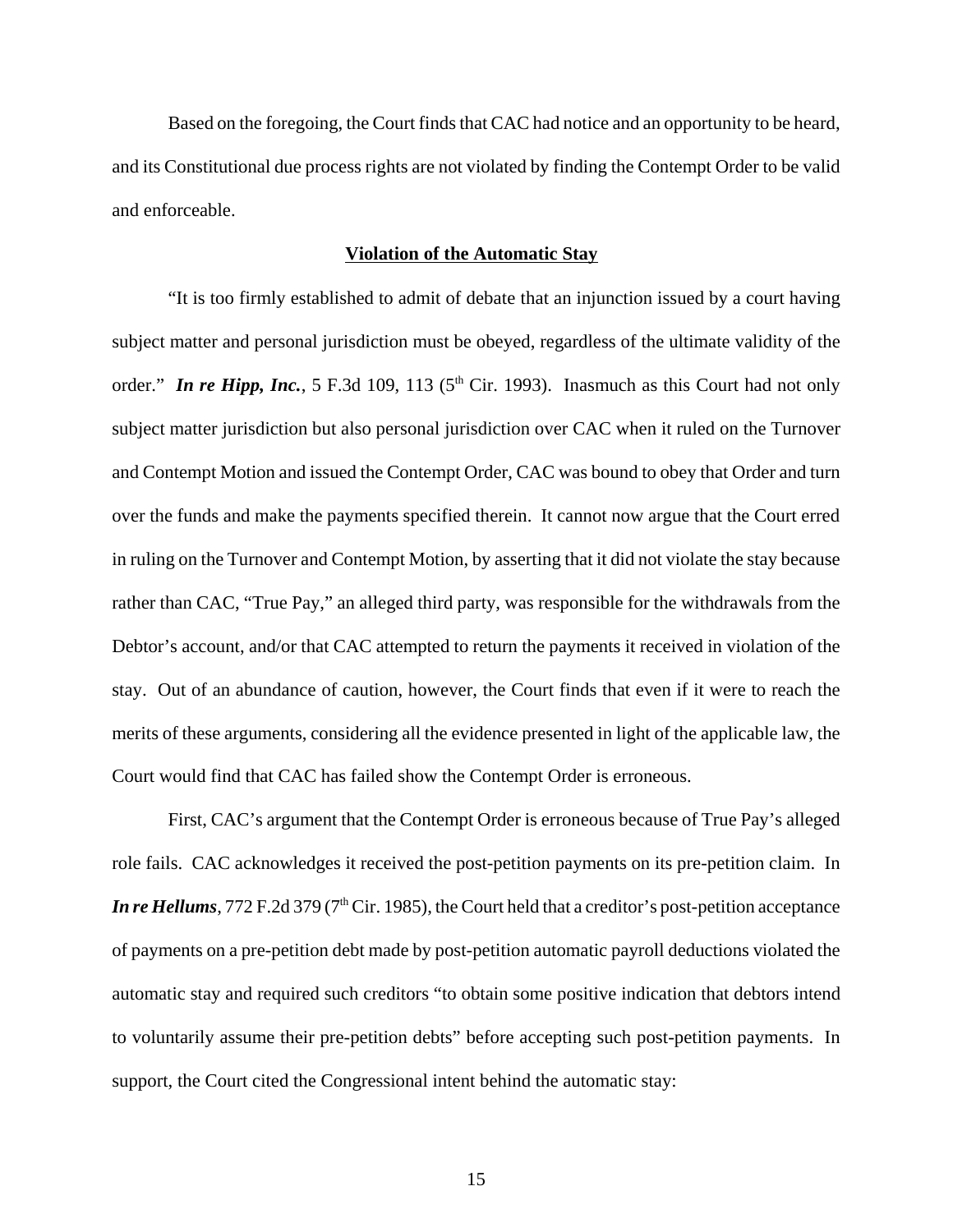Based on the foregoing, the Court finds that CAC had notice and an opportunity to be heard, and its Constitutional due process rights are not violated by finding the Contempt Order to be valid and enforceable.

**Violation of the Automatic Stay**

"It is too firmly established to admit of debate that an injunction issued by a court having subject matter and personal jurisdiction must be obeyed, regardless of the ultimate validity of the order." ***In re Hipp, Inc.***, 5 F.3d 109, 113 (5th Cir. 1993). Inasmuch as this Court had not only subject matter jurisdiction but also personal jurisdiction over CAC when it ruled on the Turnover and Contempt Motion and issued the Contempt Order, CAC was bound to obey that Order and turn over the funds and make the payments specified therein. It cannot now argue that the Court erred in ruling on the Turnover and Contempt Motion, by asserting that it did not violate the stay because rather than CAC, "True Pay," an alleged third party, was responsible for the withdrawals from the Debtor's account, and/or that CAC attempted to return the payments it received in violation of the stay. Out of an abundance of caution, however, the Court finds that even if it were to reach the merits of these arguments, considering all the evidence presented in light of the applicable law, the Court would find that CAC has failed show the Contempt Order is erroneous.

First, CAC's argument that the Contempt Order is erroneous because of True Pay's alleged role fails. CAC acknowledges it received the post-petition payments on its pre-petition claim. In ***In re Hellums***, 772 F.2d 379 (7th Cir. 1985), the Court held that a creditor's post-petition acceptance of payments on a pre-petition debt made by post-petition automatic payroll deductions violated the automatic stay and required such creditors "to obtain some positive indication that debtors intend to voluntarily assume their pre-petition debts" before accepting such post-petition payments. In support, the Court cited the Congressional intent behind the automatic stay: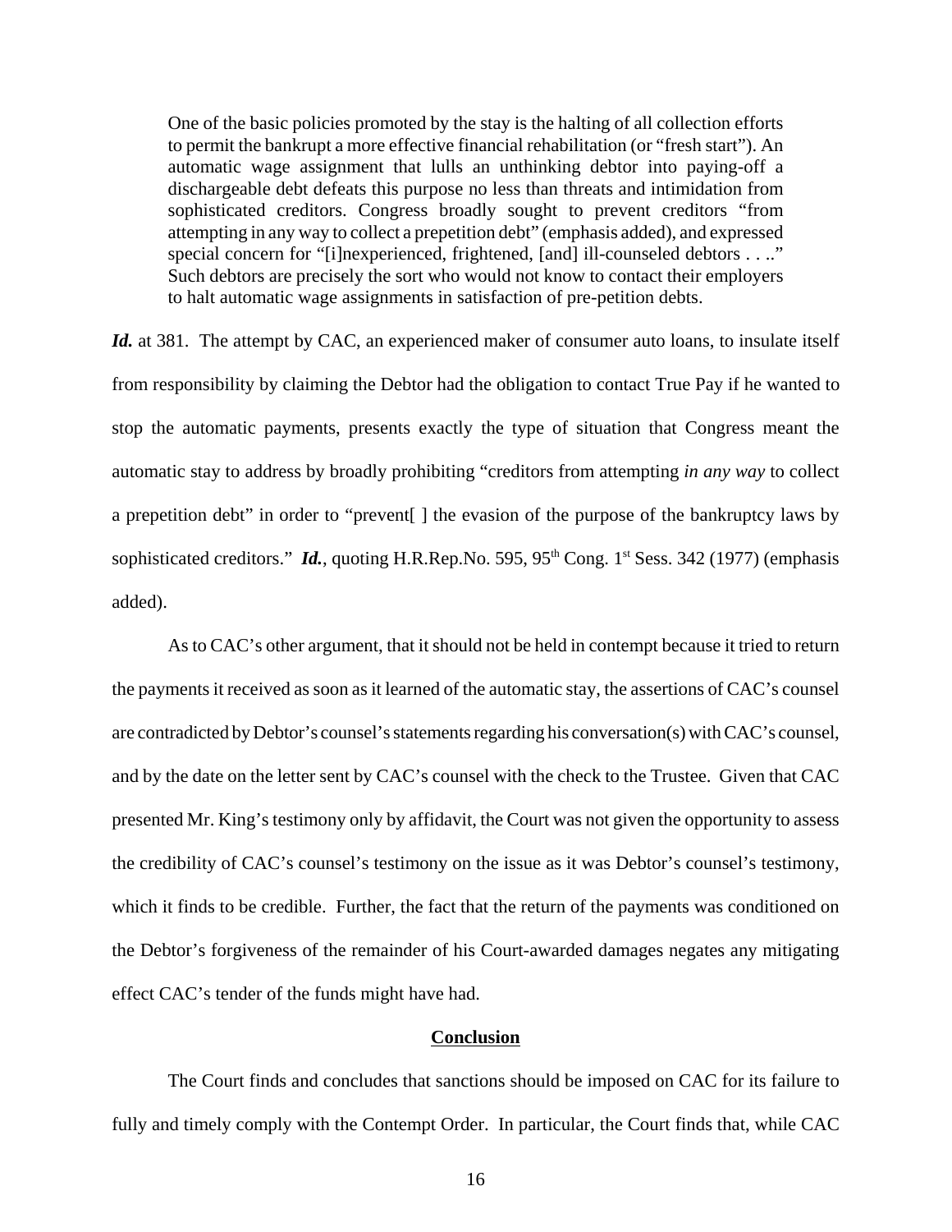> One of the basic policies promoted by the stay is the halting of all collection efforts to permit the bankrupt a more effective financial rehabilitation (or "fresh start"). An automatic wage assignment that lulls an unthinking debtor into paying-off a dischargeable debt defeats this purpose no less than threats and intimidation from sophisticated creditors. Congress broadly sought to prevent creditors "from attempting in any way to collect a prepetition debt" (emphasis added), and expressed special concern for "[i]nexperienced, frightened, [and] ill-counseled debtors . . .." Such debtors are precisely the sort who would not know to contact their employers to halt automatic wage assignments in satisfaction of pre-petition debts.

***Id.*** at 381. The attempt by CAC, an experienced maker of consumer auto loans, to insulate itself from responsibility by claiming the Debtor had the obligation to contact True Pay if he wanted to stop the automatic payments, presents exactly the type of situation that Congress meant the automatic stay to address by broadly prohibiting "creditors from attempting *in any way* to collect a prepetition debt" in order to "prevent[ ] the evasion of the purpose of the bankruptcy laws by sophisticated creditors." ***Id.***, quoting H.R.Rep.No. 595, 95th Cong. 1st Sess. 342 (1977) (emphasis added).

As to CAC's other argument, that it should not be held in contempt because it tried to return the payments it received as soon as it learned of the automatic stay, the assertions of CAC's counsel are contradicted by Debtor's counsel's statements regarding his conversation(s) with CAC's counsel, and by the date on the letter sent by CAC's counsel with the check to the Trustee. Given that CAC presented Mr. King's testimony only by affidavit, the Court was not given the opportunity to assess the credibility of CAC's counsel's testimony on the issue as it was Debtor's counsel's testimony, which it finds to be credible. Further, the fact that the return of the payments was conditioned on the Debtor's forgiveness of the remainder of his Court-awarded damages negates any mitigating effect CAC's tender of the funds might have had.

## Conclusion

The Court finds and concludes that sanctions should be imposed on CAC for its failure to fully and timely comply with the Contempt Order. In particular, the Court finds that, while CAC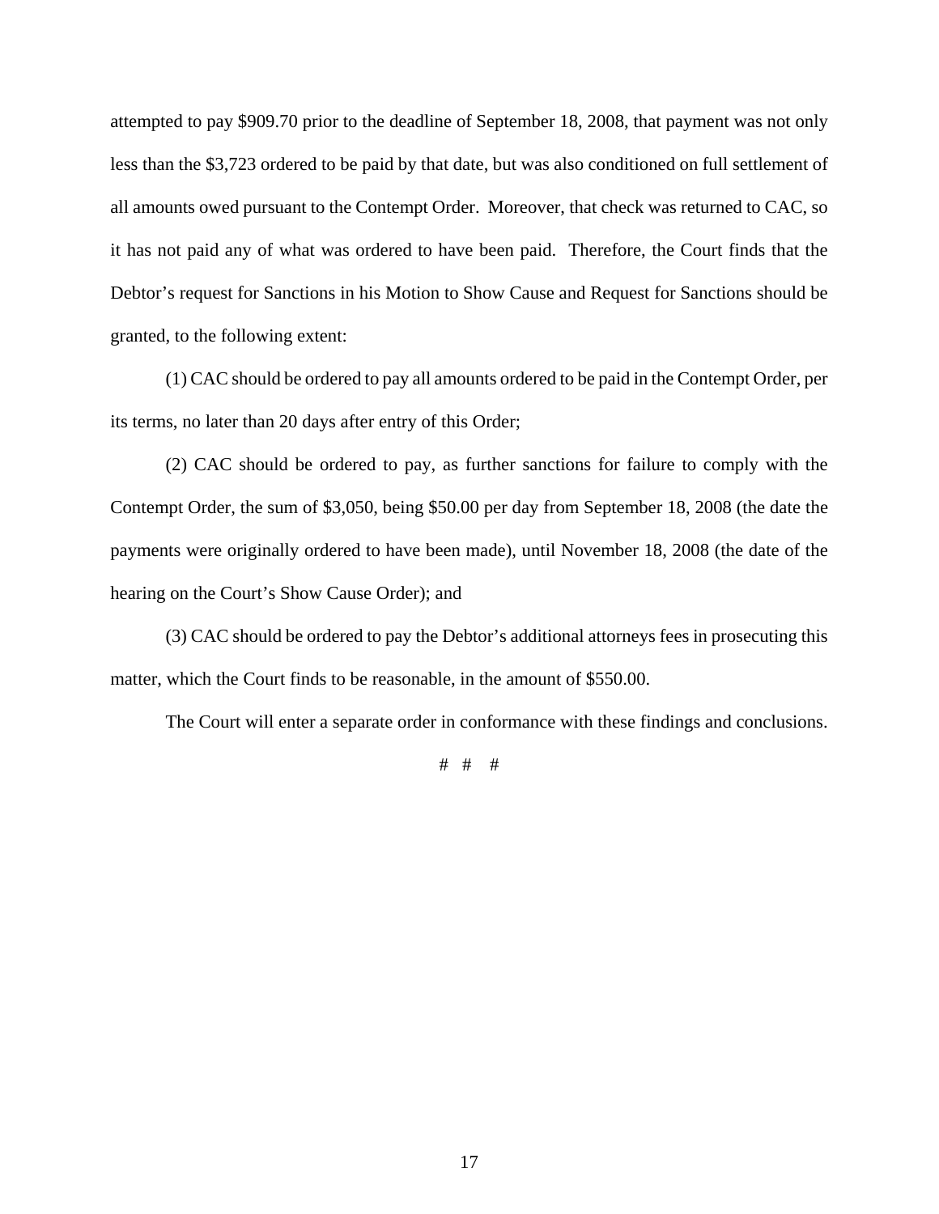attempted to pay $909.70 prior to the deadline of September 18, 2008, that payment was not only less than the $3,723 ordered to be paid by that date, but was also conditioned on full settlement of all amounts owed pursuant to the Contempt Order. Moreover, that check was returned to CAC, so it has not paid any of what was ordered to have been paid. Therefore, the Court finds that the Debtor's request for Sanctions in his Motion to Show Cause and Request for Sanctions should be granted, to the following extent:

(1) CAC should be ordered to pay all amounts ordered to be paid in the Contempt Order, per its terms, no later than 20 days after entry of this Order;

(2) CAC should be ordered to pay, as further sanctions for failure to comply with the Contempt Order, the sum of $3,050, being $50.00 per day from September 18, 2008 (the date the payments were originally ordered to have been made), until November 18, 2008 (the date of the hearing on the Court's Show Cause Order); and

(3) CAC should be ordered to pay the Debtor's additional attorneys fees in prosecuting this matter, which the Court finds to be reasonable, in the amount of $550.00.

The Court will enter a separate order in conformance with these findings and conclusions.

# # #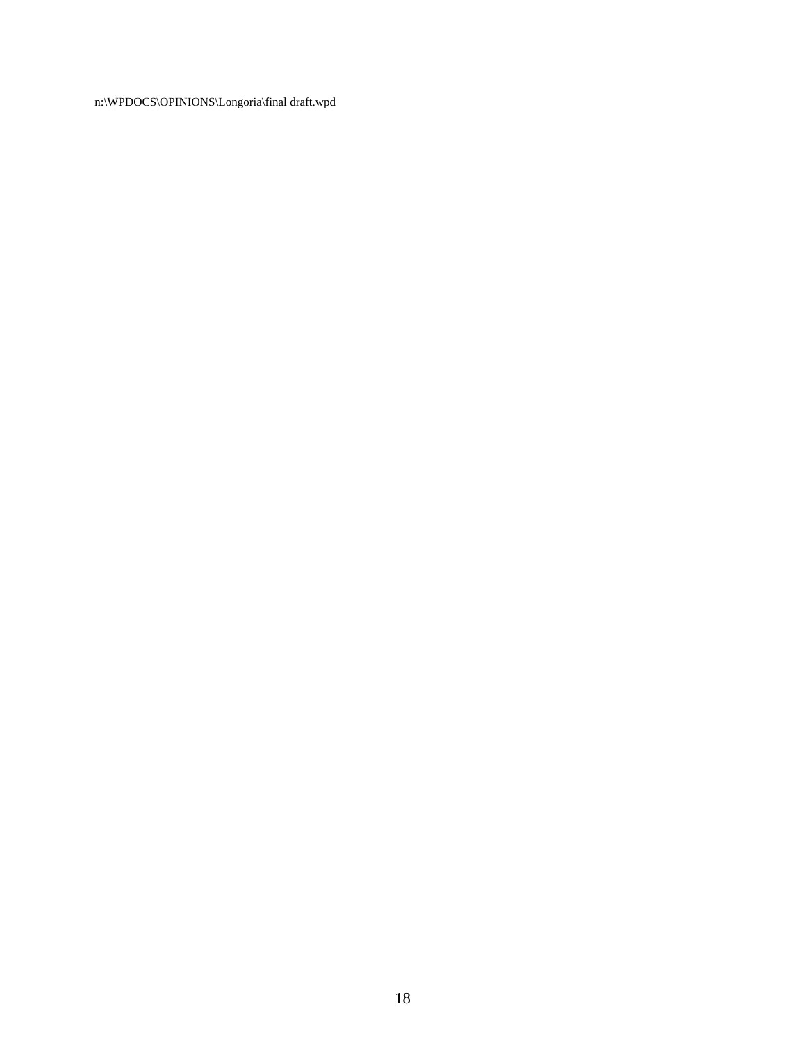n:\WPDOCS\OPINIONS\Longoria\final draft.wpd